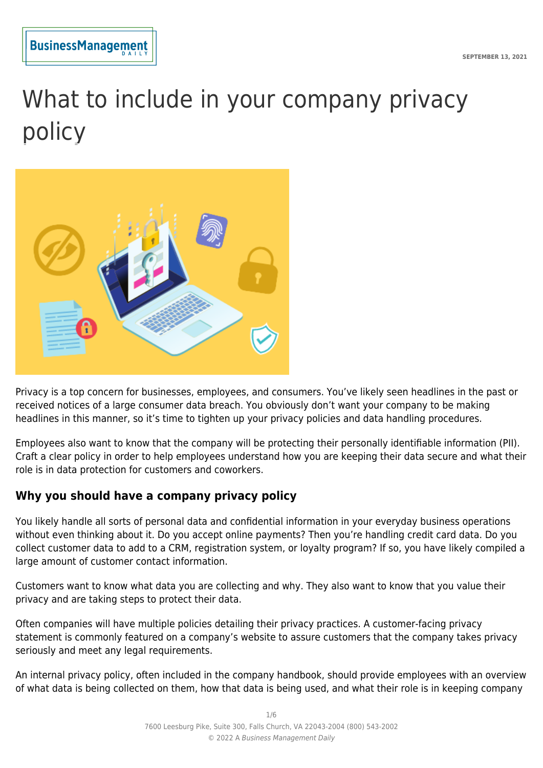# What to include in your company privacy policy

Privacy is a top concern for businesses, employees, and consumers. You've likely seen headlines in the past or received notices of a large consumer data breach. You obviously don't want your company to be making headlines in this manner, so it's time to tighten up your privacy policies and data handling procedures.

Employees also want to know that the company will be protecting their personally identifiable information (PII). Craft a clear policy in order to help employees understand how you are keeping their data secure and what their role is in data protection for customers and coworkers.

## Why you should have a company privacy policy

You likely handle all sorts of personal data and confidential information in your everyday business operations without even thinking about it. Do you accept online payments? Then you're handling credit card data. Do you collect customer data to add to a CRM, registration system, or loyalty program? If so, you have likely compiled a large amount of customer contact information.

Customers want to know what data you are collecting and why. They also want to know that you value their privacy and are taking steps to protect their data.

Often companies will have multiple policies detailing their privacy practices. A customer-facing privacy statement is commonly featured on a company's website to assure customers that the company takes privacy seriously and meet any legal requirements.

An internal privacy policy, often included in the company handbook, should provide employees with an overview of what data is being collected on them, how that data is being used, and what their role is in keeping company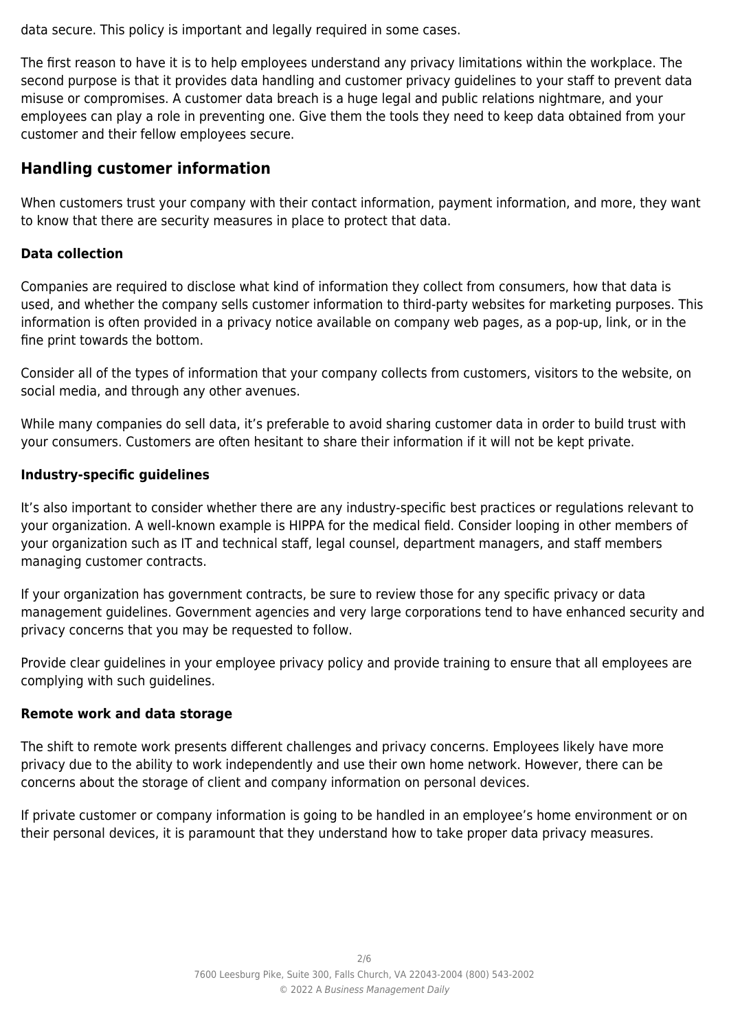data secure. This policy is important and legally required in some cases.

The first reason to have it is to help employees understand any privacy limitations within the workplace. The second purpose is that it provides data handling and customer privacy guidelines to your staff to prevent data misuse or compromises. A customer data breach is a huge legal and public relations nightmare, and your employees can play a role in preventing one. Give them the tools they need to keep data obtained from your customer and their fellow employees secure.

## Handling customer information

When customers trust your company with their contact information, payment information, and more, they want to know that there are security measures in place to protect that data.

### Data collection

Companies are required to disclose what kind of information they collect from consumers, how that data is used, and whether the company sells customer information to third-party websites for marketing purposes. This information is often provided in a privacy notice available on company web pages, as a pop-up, link, or in the fine print towards the bottom.

Consider all of the types of information that your company collects from customers, visitors to the website, on social media, and through any other avenues.

While many companies do sell data, it's preferable to avoid sharing customer data in order to build trust with your consumers. Customers are often hesitant to share their information if it will not be kept private.

### Industry-specific guidelines

It's also important to consider whether there are any industry-specific best practices or regulations relevant to your organization. A well-known example is HIPPA for the medical field. Consider looping in other members of your organization such as IT and technical staff, legal counsel, department managers, and staff members managing customer contracts.

If your organization has government contracts, be sure to review those for any specific privacy or data management guidelines. Government agencies and very large corporations tend to have enhanced security and privacy concerns that you may be requested to follow.

Provide clear guidelines in your employee privacy policy and provide training to ensure that all employees are complying with such guidelines.

### Remote work and data storage

The shift to remote work presents different challenges and privacy concerns. Employees likely have more privacy due to the ability to work independently and use their own home network. However, there can be concerns about the storage of client and company information on personal devices.

If private customer or company information is going to be handled in an employee's home environment or on their personal devices, it is paramount that they understand how to take proper data privacy measures.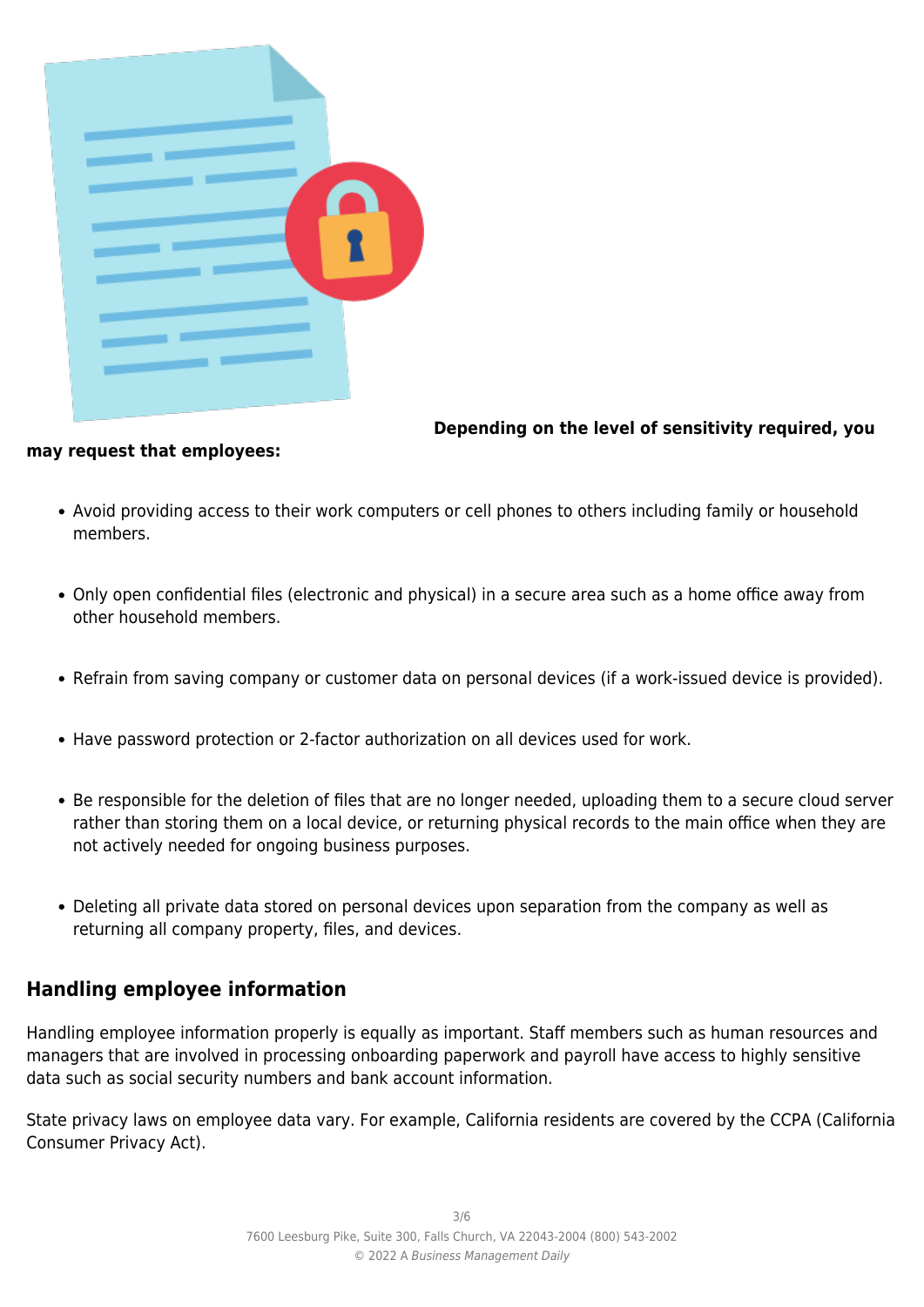**Depending on the level of sensitivity required, you may request that employees:**

- Avoid providing access to their work computers or cell phones to others including family or household members.
- Only open confidential files (electronic and physical) in a secure area such as a home office away from other household members.
- Refrain from saving company or customer data on personal devices (if a work-issued device is provided).
- Have password protection or 2-factor authorization on all devices used for work.
- Be responsible for the deletion of files that are no longer needed, uploading them to a secure cloud server rather than storing them on a local device, or returning physical records to the main office when they are not actively needed for ongoing business purposes.
- Deleting all private data stored on personal devices upon separation from the company as well as returning all company property, files, and devices.

## Handling employee information

Handling employee information properly is equally as important. Staff members such as human resources and managers that are involved in processing onboarding paperwork and payroll have access to highly sensitive data such as social security numbers and bank account information.

State privacy laws on employee data vary. For example, California residents are covered by the CCPA (California Consumer Privacy Act).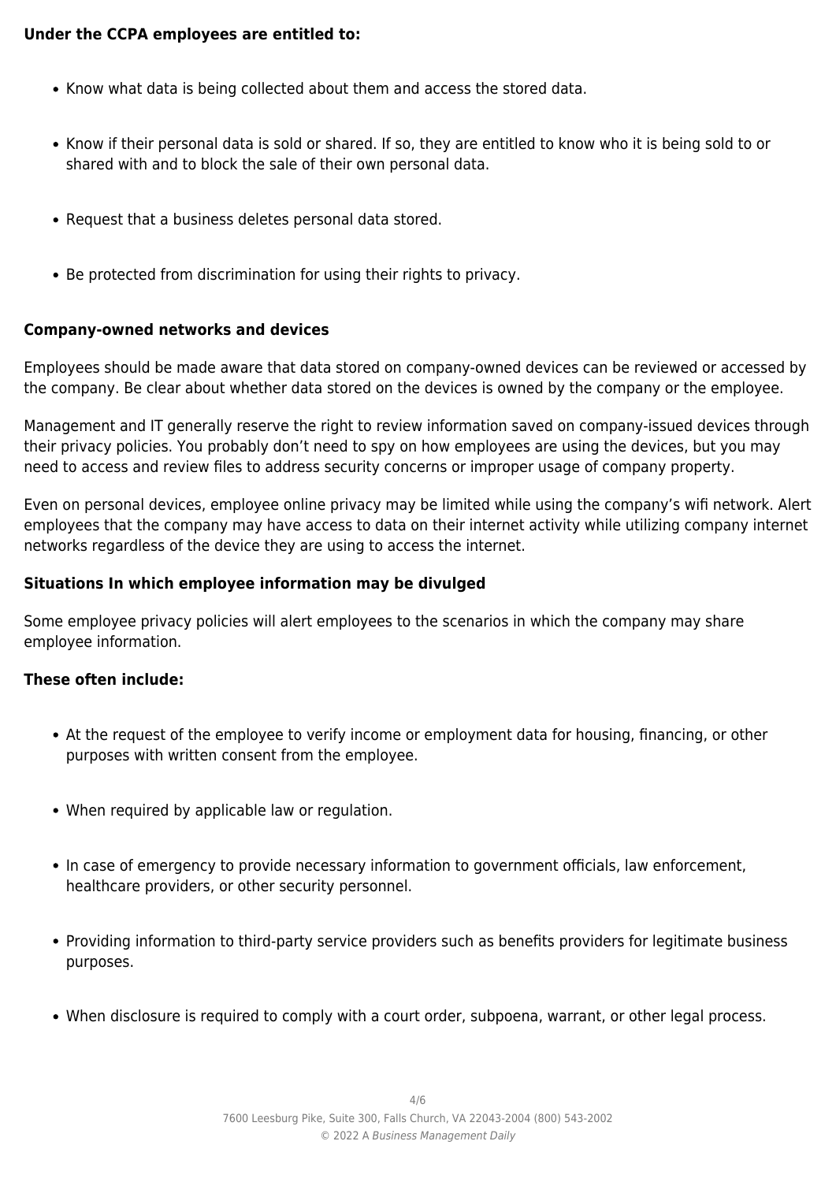**Under the CCPA employees are entitled to:**

- Know what data is being collected about them and access the stored data.
- Know if their personal data is sold or shared. If so, they are entitled to know who it is being sold to or shared with and to block the sale of their own personal data.
- Request that a business deletes personal data stored.
- Be protected from discrimination for using their rights to privacy.

**Company-owned networks and devices**

Employees should be made aware that data stored on company-owned devices can be reviewed or accessed by the company. Be clear about whether data stored on the devices is owned by the company or the employee.

Management and IT generally reserve the right to review information saved on company-issued devices through their privacy policies. You probably don't need to spy on how employees are using the devices, but you may need to access and review files to address security concerns or improper usage of company property.

Even on personal devices, employee online privacy may be limited while using the company's wifi network. Alert employees that the company may have access to data on their internet activity while utilizing company internet networks regardless of the device they are using to access the internet.

**Situations In which employee information may be divulged**

Some employee privacy policies will alert employees to the scenarios in which the company may share employee information.

**These often include:**

- At the request of the employee to verify income or employment data for housing, financing, or other purposes with written consent from the employee.
- When required by applicable law or regulation.
- In case of emergency to provide necessary information to government officials, law enforcement, healthcare providers, or other security personnel.
- Providing information to third-party service providers such as benefits providers for legitimate business purposes.
- When disclosure is required to comply with a court order, subpoena, warrant, or other legal process.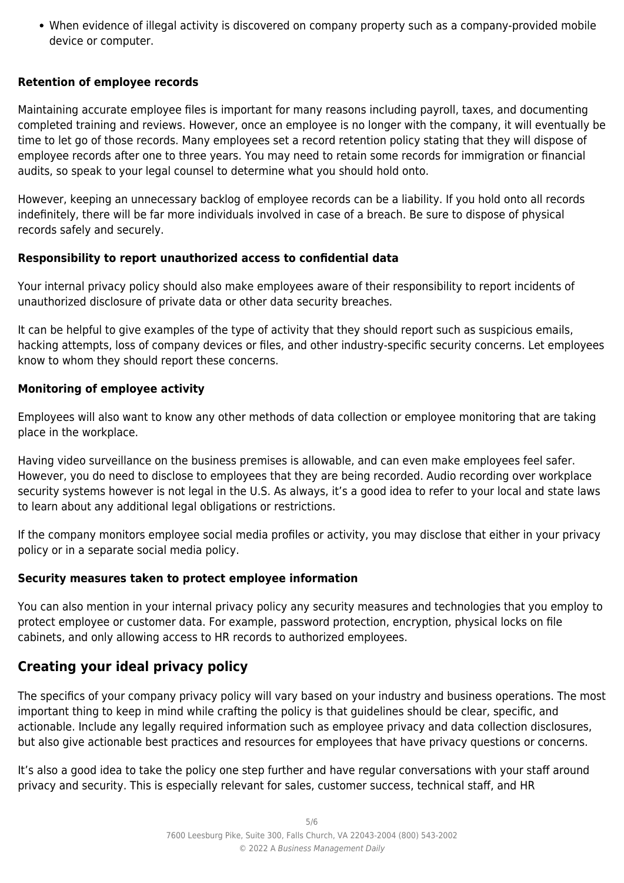- When evidence of illegal activity is discovered on company property such as a company-provided mobile device or computer.

**Retention of employee records**

Maintaining accurate employee files is important for many reasons including payroll, taxes, and documenting completed training and reviews. However, once an employee is no longer with the company, it will eventually be time to let go of those records. Many employees set a record retention policy stating that they will dispose of employee records after one to three years. You may need to retain some records for immigration or financial audits, so speak to your legal counsel to determine what you should hold onto.

However, keeping an unnecessary backlog of employee records can be a liability. If you hold onto all records indefinitely, there will be far more individuals involved in case of a breach. Be sure to dispose of physical records safely and securely.

**Responsibility to report unauthorized access to confidential data**

Your internal privacy policy should also make employees aware of their responsibility to report incidents of unauthorized disclosure of private data or other data security breaches.

It can be helpful to give examples of the type of activity that they should report such as suspicious emails, hacking attempts, loss of company devices or files, and other industry-specific security concerns. Let employees know to whom they should report these concerns.

**Monitoring of employee activity**

Employees will also want to know any other methods of data collection or employee monitoring that are taking place in the workplace.

Having video surveillance on the business premises is allowable, and can even make employees feel safer. However, you do need to disclose to employees that they are being recorded. Audio recording over workplace security systems however is not legal in the U.S. As always, it's a good idea to refer to your local and state laws to learn about any additional legal obligations or restrictions.

If the company monitors employee social media profiles or activity, you may disclose that either in your privacy policy or in a separate social media policy.

**Security measures taken to protect employee information**

You can also mention in your internal privacy policy any security measures and technologies that you employ to protect employee or customer data. For example, password protection, encryption, physical locks on file cabinets, and only allowing access to HR records to authorized employees.

## Creating your ideal privacy policy

The specifics of your company privacy policy will vary based on your industry and business operations. The most important thing to keep in mind while crafting the policy is that guidelines should be clear, specific, and actionable. Include any legally required information such as employee privacy and data collection disclosures, but also give actionable best practices and resources for employees that have privacy questions or concerns.

It's also a good idea to take the policy one step further and have regular conversations with your staff around privacy and security. This is especially relevant for sales, customer success, technical staff, and HR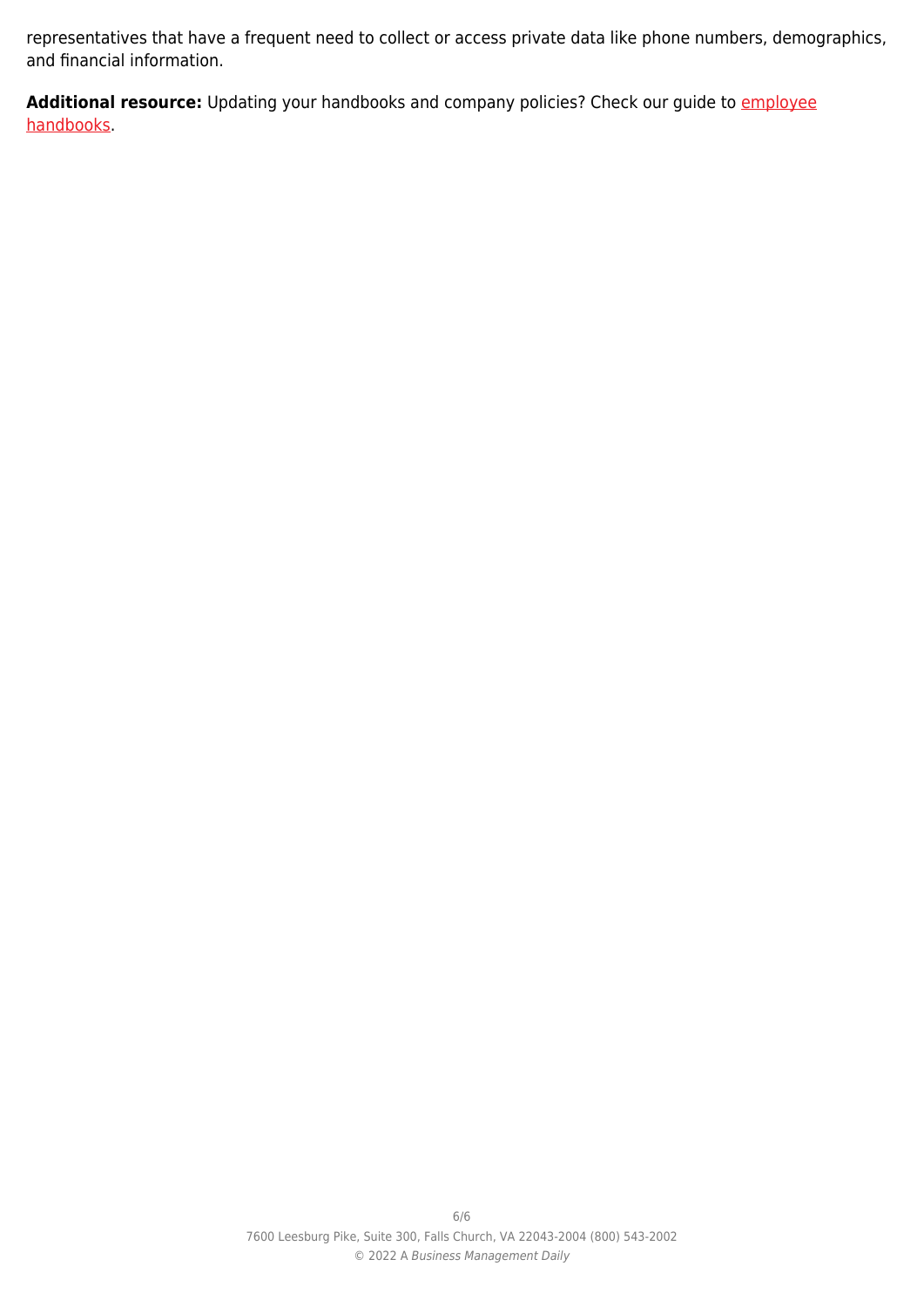representatives that have a frequent need to collect or access private data like phone numbers, demographics, and financial information.

**Additional resource:** Updating your handbooks and company policies? Check our guide to employee handbooks.